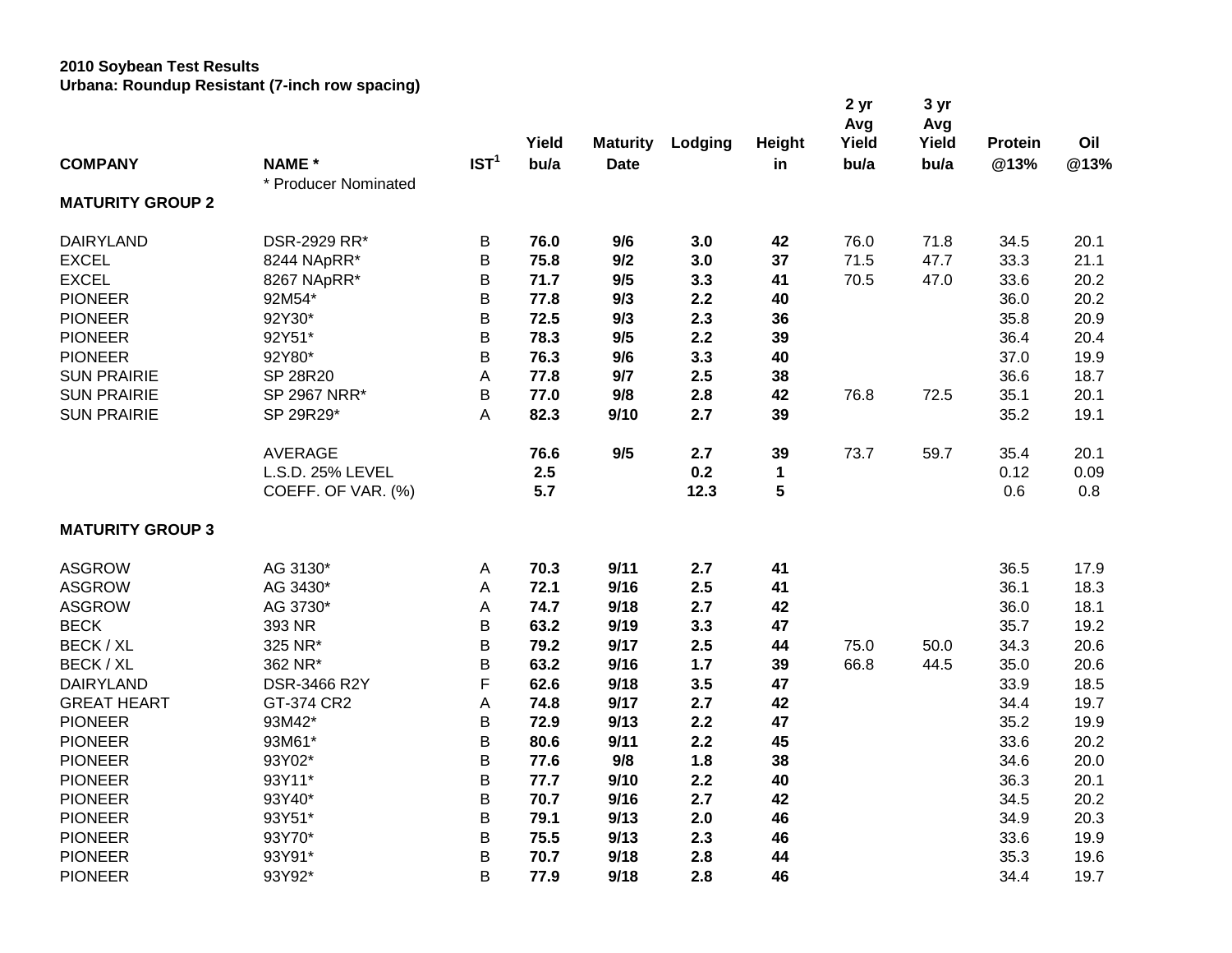**2010 Soybean Test Results**
**Urbana: Roundup Resistant (7-inch row spacing)**

| COMPANY | NAME * | IST[1] | Yield bu/a | Maturity Date | Lodging | Height in | 2 yr Avg Yield bu/a | 3 yr Avg Yield bu/a | Protein @13% | Oil @13% |
|---|---|---|---|---|---|---|---|---|---|---|
| | * Producer Nominated | | | | | | | | | |
| **MATURITY GROUP 2** | | | | | | | | | | |
| DAIRYLAND | DSR-2929 RR* | B | **76.0** | **9/6** | **3.0** | **42** | 76.0 | 71.8 | 34.5 | 20.1 |
| EXCEL | 8244 NApRR* | B | **75.8** | **9/2** | **3.0** | **37** | 71.5 | 47.7 | 33.3 | 21.1 |
| EXCEL | 8267 NApRR* | B | **71.7** | **9/5** | **3.3** | **41** | 70.5 | 47.0 | 33.6 | 20.2 |
| PIONEER | 92M54* | B | **77.8** | **9/3** | **2.2** | **40** | | | 36.0 | 20.2 |
| PIONEER | 92Y30* | B | **72.5** | **9/3** | **2.3** | **36** | | | 35.8 | 20.9 |
| PIONEER | 92Y51* | B | **78.3** | **9/5** | **2.2** | **39** | | | 36.4 | 20.4 |
| PIONEER | 92Y80* | B | **76.3** | **9/6** | **3.3** | **40** | | | 37.0 | 19.9 |
| SUN PRAIRIE | SP 28R20 | A | **77.8** | **9/7** | **2.5** | **38** | | | 36.6 | 18.7 |
| SUN PRAIRIE | SP 2967 NRR* | B | **77.0** | **9/8** | **2.8** | **42** | 76.8 | 72.5 | 35.1 | 20.1 |
| SUN PRAIRIE | SP 29R29* | A | **82.3** | **9/10** | **2.7** | **39** | | | 35.2 | 19.1 |
| | AVERAGE | | **76.6** | **9/5** | **2.7** | **39** | 73.7 | 59.7 | 35.4 | 20.1 |
| | L.S.D. 25% LEVEL | | **2.5** | | **0.2** | **1** | | | 0.12 | 0.09 |
| | COEFF. OF VAR. (%) | | **5.7** | | **12.3** | **5** | | | 0.6 | 0.8 |
| **MATURITY GROUP 3** | | | | | | | | | | |
| ASGROW | AG 3130* | A | **70.3** | **9/11** | **2.7** | **41** | | | 36.5 | 17.9 |
| ASGROW | AG 3430* | A | **72.1** | **9/16** | **2.5** | **41** | | | 36.1 | 18.3 |
| ASGROW | AG 3730* | A | **74.7** | **9/18** | **2.7** | **42** | | | 36.0 | 18.1 |
| BECK | 393 NR | B | **63.2** | **9/19** | **3.3** | **47** | | | 35.7 | 19.2 |
| BECK / XL | 325 NR* | B | **79.2** | **9/17** | **2.5** | **44** | 75.0 | 50.0 | 34.3 | 20.6 |
| BECK / XL | 362 NR* | B | **63.2** | **9/16** | **1.7** | **39** | 66.8 | 44.5 | 35.0 | 20.6 |
| DAIRYLAND | DSR-3466 R2Y | F | **62.6** | **9/18** | **3.5** | **47** | | | 33.9 | 18.5 |
| GREAT HEART | GT-374 CR2 | A | **74.8** | **9/17** | **2.7** | **42** | | | 34.4 | 19.7 |
| PIONEER | 93M42* | B | **72.9** | **9/13** | **2.2** | **47** | | | 35.2 | 19.9 |
| PIONEER | 93M61* | B | **80.6** | **9/11** | **2.2** | **45** | | | 33.6 | 20.2 |
| PIONEER | 93Y02* | B | **77.6** | **9/8** | **1.8** | **38** | | | 34.6 | 20.0 |
| PIONEER | 93Y11* | B | **77.7** | **9/10** | **2.2** | **40** | | | 36.3 | 20.1 |
| PIONEER | 93Y40* | B | **70.7** | **9/16** | **2.7** | **42** | | | 34.5 | 20.2 |
| PIONEER | 93Y51* | B | **79.1** | **9/13** | **2.0** | **46** | | | 34.9 | 20.3 |
| PIONEER | 93Y70* | B | **75.5** | **9/13** | **2.3** | **46** | | | 33.6 | 19.9 |
| PIONEER | 93Y91* | B | **70.7** | **9/18** | **2.8** | **44** | | | 35.3 | 19.6 |
| PIONEER | 93Y92* | B | **77.9** | **9/18** | **2.8** | **46** | | | 34.4 | 19.7 |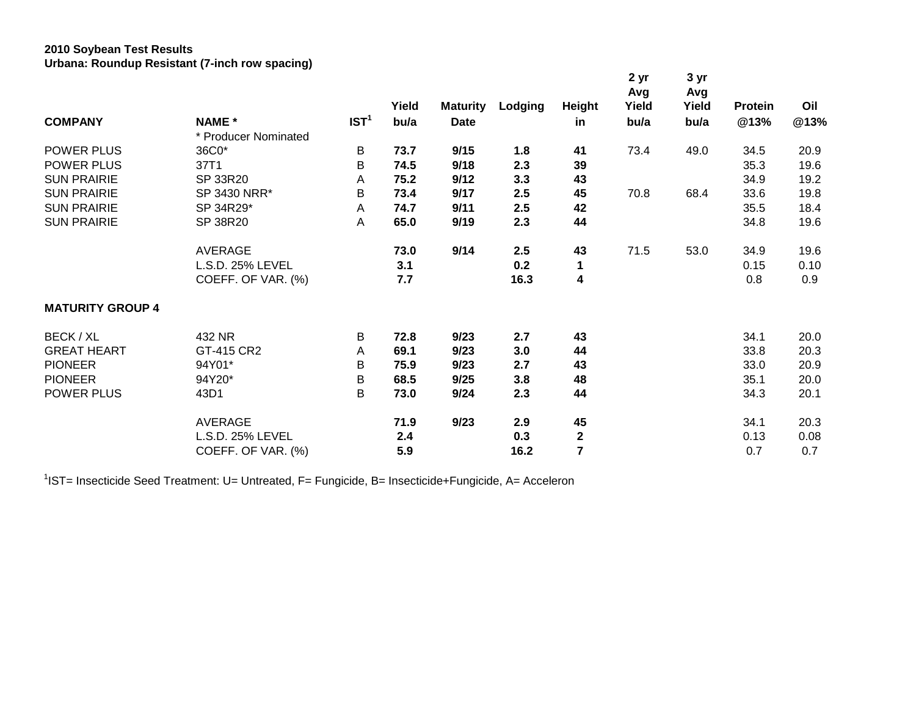**2010 Soybean Test Results**
**Urbana: Roundup Resistant (7-inch row spacing)**

| COMPANY | NAME * | IST[1] | Yield bu/a | Maturity Date | Lodging | Height in | 2 yr Avg Yield bu/a | 3 yr Avg Yield bu/a | Protein @13% | Oil @13% |
|---|---|---|---|---|---|---|---|---|---|---|
| | * Producer Nominated | | | | | | | | | |
| POWER PLUS | 36C0* | B | **73.7** | **9/15** | **1.8** | **41** | 73.4 | 49.0 | 34.5 | 20.9 |
| POWER PLUS | 37T1 | B | **74.5** | **9/18** | **2.3** | **39** | | | 35.3 | 19.6 |
| SUN PRAIRIE | SP 33R20 | A | **75.2** | **9/12** | **3.3** | **43** | | | 34.9 | 19.2 |
| SUN PRAIRIE | SP 3430 NRR* | B | **73.4** | **9/17** | **2.5** | **45** | 70.8 | 68.4 | 33.6 | 19.8 |
| SUN PRAIRIE | SP 34R29* | A | **74.7** | **9/11** | **2.5** | **42** | | | 35.5 | 18.4 |
| SUN PRAIRIE | SP 38R20 | A | **65.0** | **9/19** | **2.3** | **44** | | | 34.8 | 19.6 |
| | AVERAGE | | **73.0** | **9/14** | **2.5** | **43** | 71.5 | 53.0 | 34.9 | 19.6 |
| | L.S.D. 25% LEVEL | | **3.1** | | **0.2** | **1** | | | 0.15 | 0.10 |
| | COEFF. OF VAR. (%) | | **7.7** | | **16.3** | **4** | | | 0.8 | 0.9 |
| **MATURITY GROUP 4** | | | | | | | | | | |
| BECK / XL | 432 NR | B | **72.8** | **9/23** | **2.7** | **43** | | | 34.1 | 20.0 |
| GREAT HEART | GT-415 CR2 | A | **69.1** | **9/23** | **3.0** | **44** | | | 33.8 | 20.3 |
| PIONEER | 94Y01* | B | **75.9** | **9/23** | **2.7** | **43** | | | 33.0 | 20.9 |
| PIONEER | 94Y20* | B | **68.5** | **9/25** | **3.8** | **48** | | | 35.1 | 20.0 |
| POWER PLUS | 43D1 | B | **73.0** | **9/24** | **2.3** | **44** | | | 34.3 | 20.1 |
| | AVERAGE | | **71.9** | **9/23** | **2.9** | **45** | | | 34.1 | 20.3 |
| | L.S.D. 25% LEVEL | | **2.4** | | **0.3** | **2** | | | 0.13 | 0.08 |
| | COEFF. OF VAR. (%) | | **5.9** | | **16.2** | **7** | | | 0.7 | 0.7 |

[1]IST= Insecticide Seed Treatment: U= Untreated, F= Fungicide, B= Insecticide+Fungicide, A= Acceleron